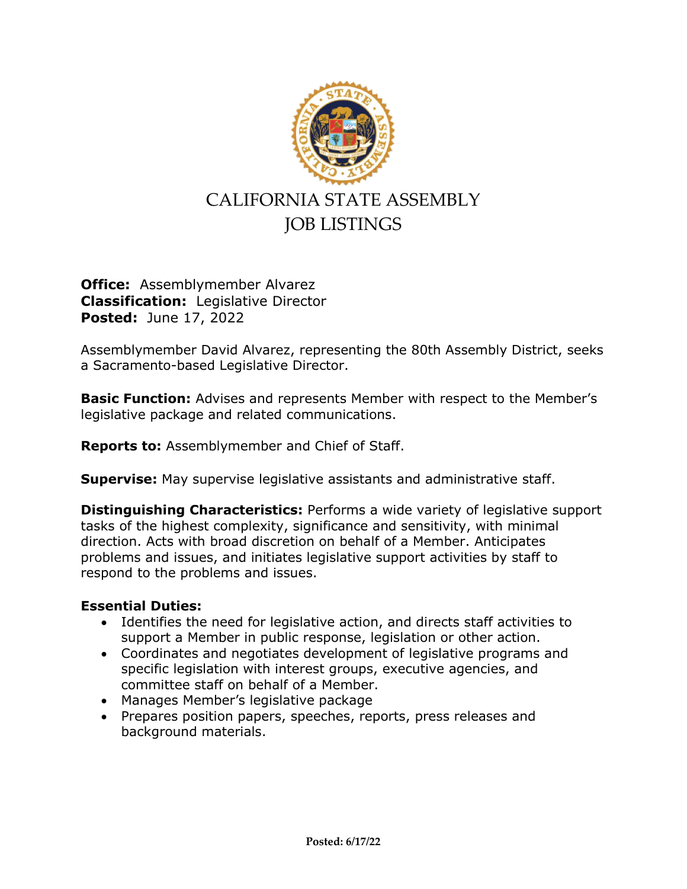# CALIFORNIA STATE ASSEMBLY JOB LISTINGS

**Office:** Assemblymember Alvarez
**Classification:** Legislative Director
**Posted:** June 17, 2022

Assemblymember David Alvarez, representing the 80th Assembly District, seeks a Sacramento-based Legislative Director.

**Basic Function:** Advises and represents Member with respect to the Member's legislative package and related communications.

**Reports to:** Assemblymember and Chief of Staff.

**Supervise:** May supervise legislative assistants and administrative staff.

**Distinguishing Characteristics:** Performs a wide variety of legislative support tasks of the highest complexity, significance and sensitivity, with minimal direction. Acts with broad discretion on behalf of a Member. Anticipates problems and issues, and initiates legislative support activities by staff to respond to the problems and issues.

**Essential Duties:**

- Identifies the need for legislative action, and directs staff activities to support a Member in public response, legislation or other action.
- Coordinates and negotiates development of legislative programs and specific legislation with interest groups, executive agencies, and committee staff on behalf of a Member.
- Manages Member's legislative package
- Prepares position papers, speeches, reports, press releases and background materials.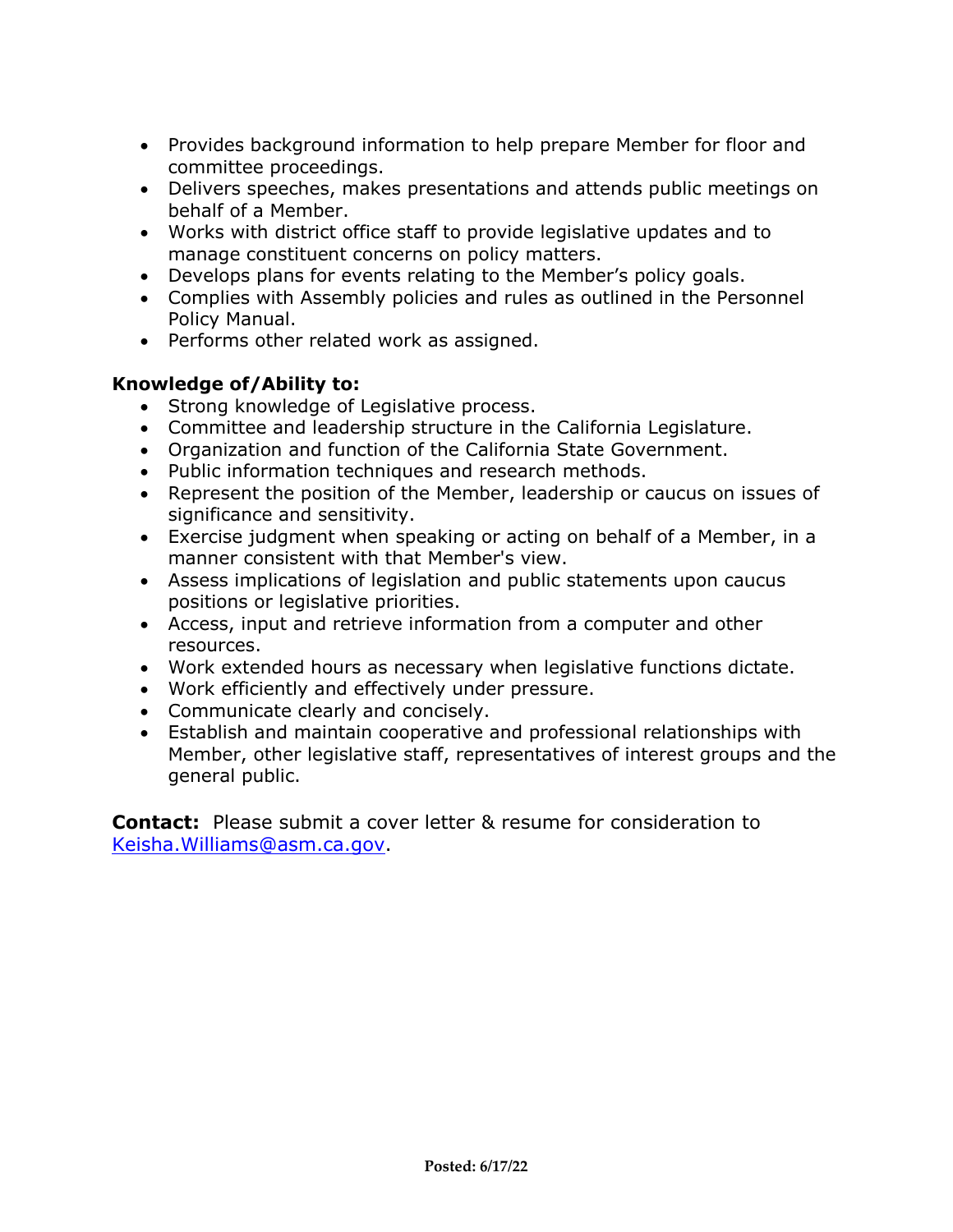- Provides background information to help prepare Member for floor and committee proceedings.
- Delivers speeches, makes presentations and attends public meetings on behalf of a Member.
- Works with district office staff to provide legislative updates and to manage constituent concerns on policy matters.
- Develops plans for events relating to the Member's policy goals.
- Complies with Assembly policies and rules as outlined in the Personnel Policy Manual.
- Performs other related work as assigned.

**Knowledge of/Ability to:**

- Strong knowledge of Legislative process.
- Committee and leadership structure in the California Legislature.
- Organization and function of the California State Government.
- Public information techniques and research methods.
- Represent the position of the Member, leadership or caucus on issues of significance and sensitivity.
- Exercise judgment when speaking or acting on behalf of a Member, in a manner consistent with that Member's view.
- Assess implications of legislation and public statements upon caucus positions or legislative priorities.
- Access, input and retrieve information from a computer and other resources.
- Work extended hours as necessary when legislative functions dictate.
- Work efficiently and effectively under pressure.
- Communicate clearly and concisely.
- Establish and maintain cooperative and professional relationships with Member, other legislative staff, representatives of interest groups and the general public.

**Contact:** Please submit a cover letter & resume for consideration to [Keisha.Williams@asm.ca.gov](mailto:Keisha.Williams@asm.ca.gov).

**Posted: 6/17/22**